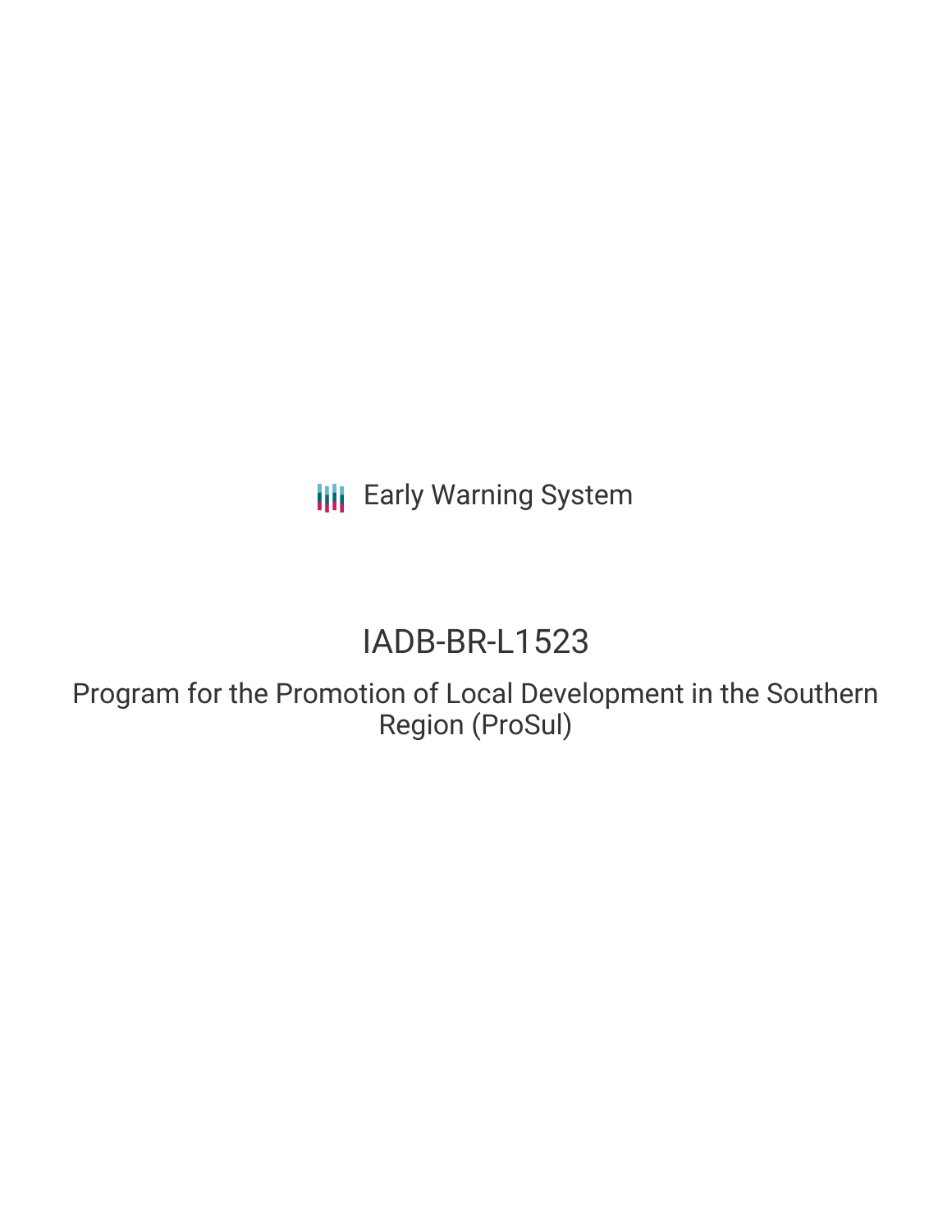Early Warning System

# IADB-BR-L1523

## Program for the Promotion of Local Development in the Southern Region (ProSul)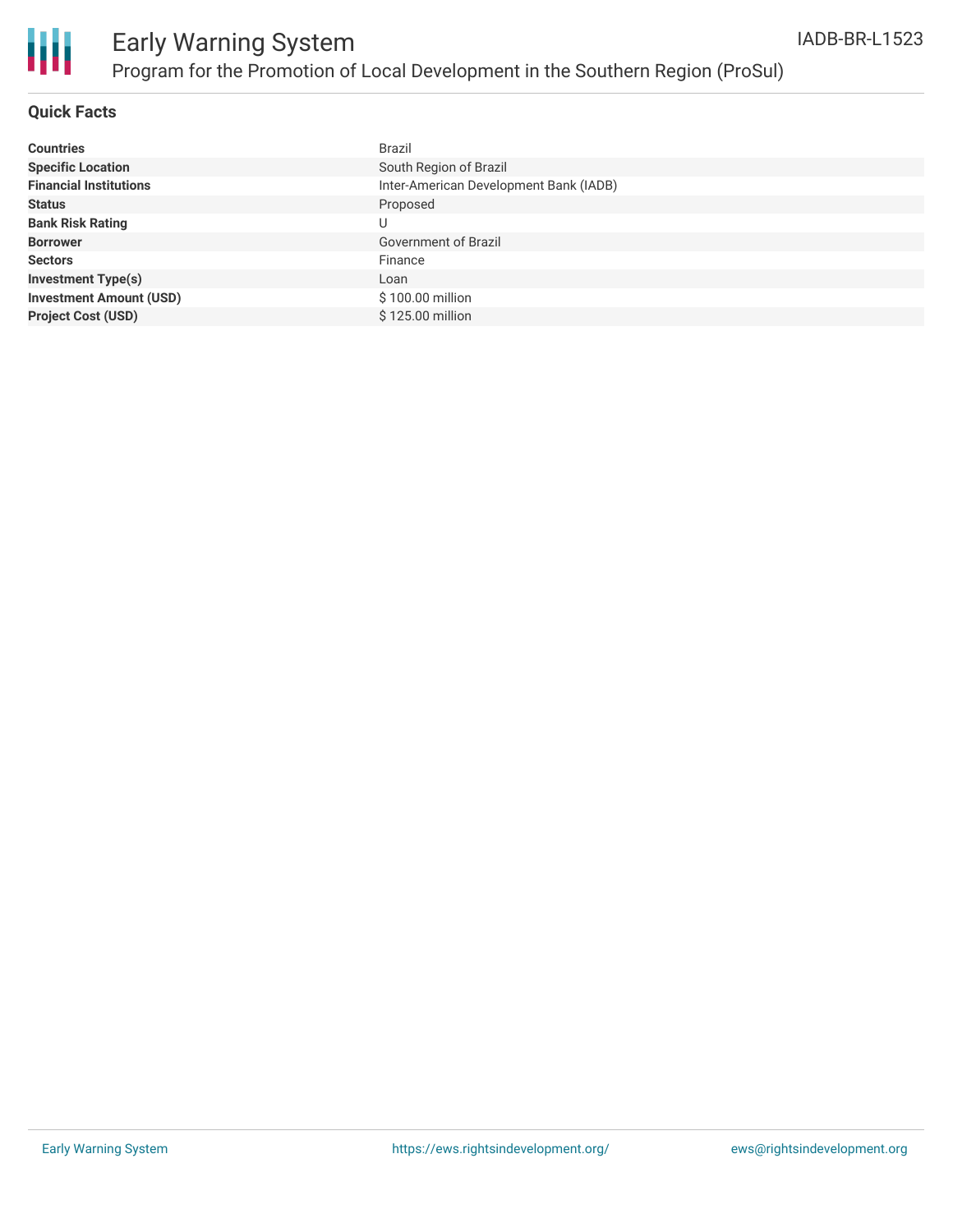## Quick Facts

| | |
|---|---|
| **Countries** | Brazil |
| **Specific Location** | South Region of Brazil |
| **Financial Institutions** | Inter-American Development Bank (IADB) |
| **Status** | Proposed |
| **Bank Risk Rating** | U |
| **Borrower** | Government of Brazil |
| **Sectors** | Finance |
| **Investment Type(s)** | Loan |
| **Investment Amount (USD)** | $ 100.00 million |
| **Project Cost (USD)** | $ 125.00 million |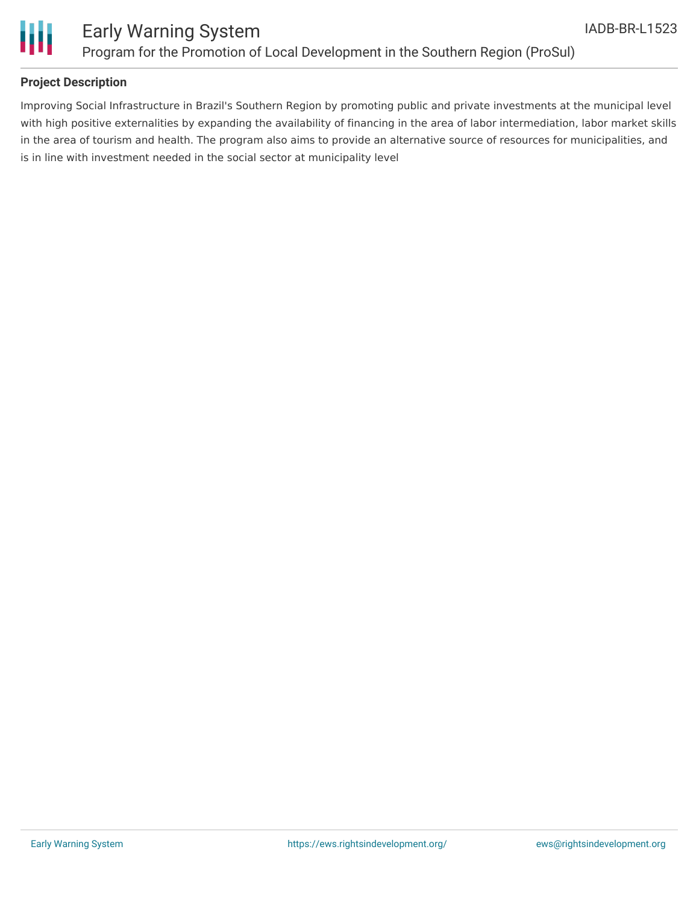**Project Description**

Improving Social Infrastructure in Brazil's Southern Region by promoting public and private investments at the municipal level with high positive externalities by expanding the availability of financing in the area of labor intermediation, labor market skills in the area of tourism and health. The program also aims to provide an alternative source of resources for municipalities, and is in line with investment needed in the social sector at municipality level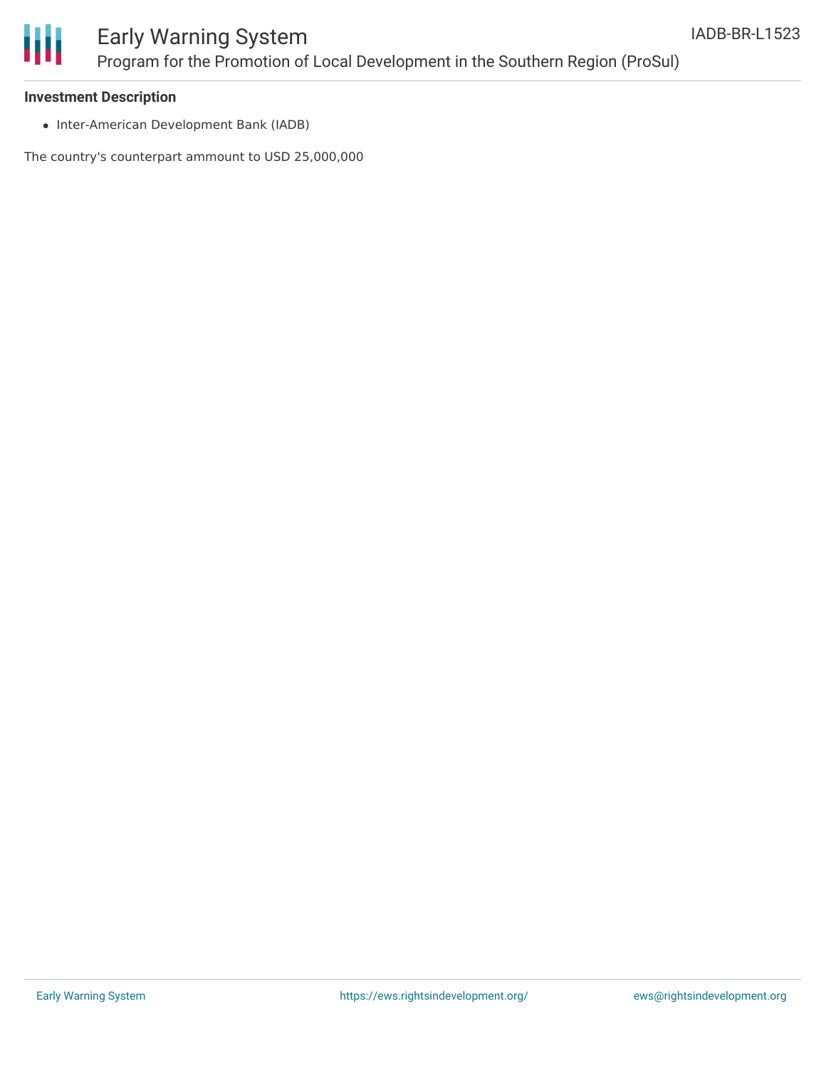### Investment Description

- Inter-American Development Bank (IADB)

The country's counterpart ammount to USD 25,000,000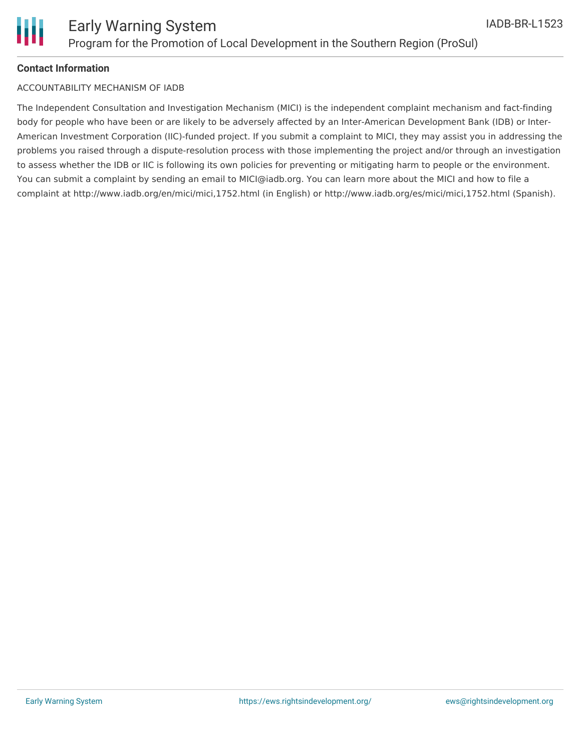**Contact Information**

ACCOUNTABILITY MECHANISM OF IADB

The Independent Consultation and Investigation Mechanism (MICI) is the independent complaint mechanism and fact-finding body for people who have been or are likely to be adversely affected by an Inter-American Development Bank (IDB) or Inter-American Investment Corporation (IIC)-funded project. If you submit a complaint to MICI, they may assist you in addressing the problems you raised through a dispute-resolution process with those implementing the project and/or through an investigation to assess whether the IDB or IIC is following its own policies for preventing or mitigating harm to people or the environment. You can submit a complaint by sending an email to MICI@iadb.org. You can learn more about the MICI and how to file a complaint at http://www.iadb.org/en/mici/mici,1752.html (in English) or http://www.iadb.org/es/mici/mici,1752.html (Spanish).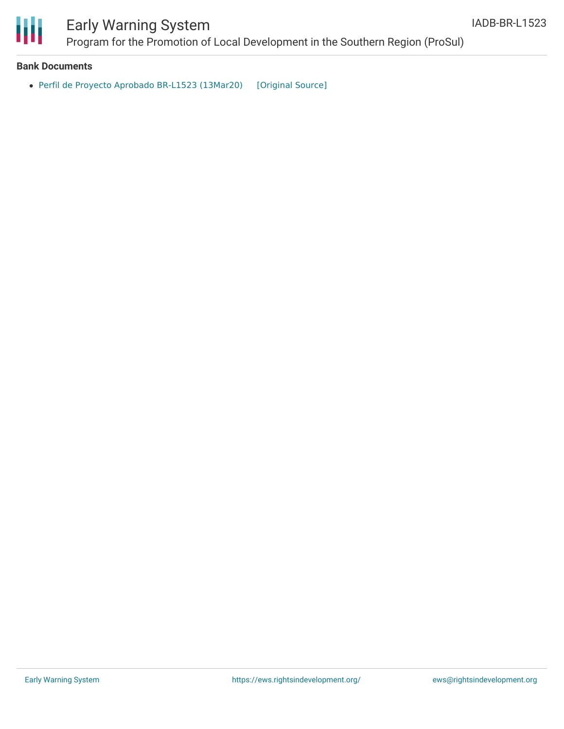**Bank Documents**

- Perfil de Proyecto Aprobado BR-L1523 (13Mar20) [Original Source]